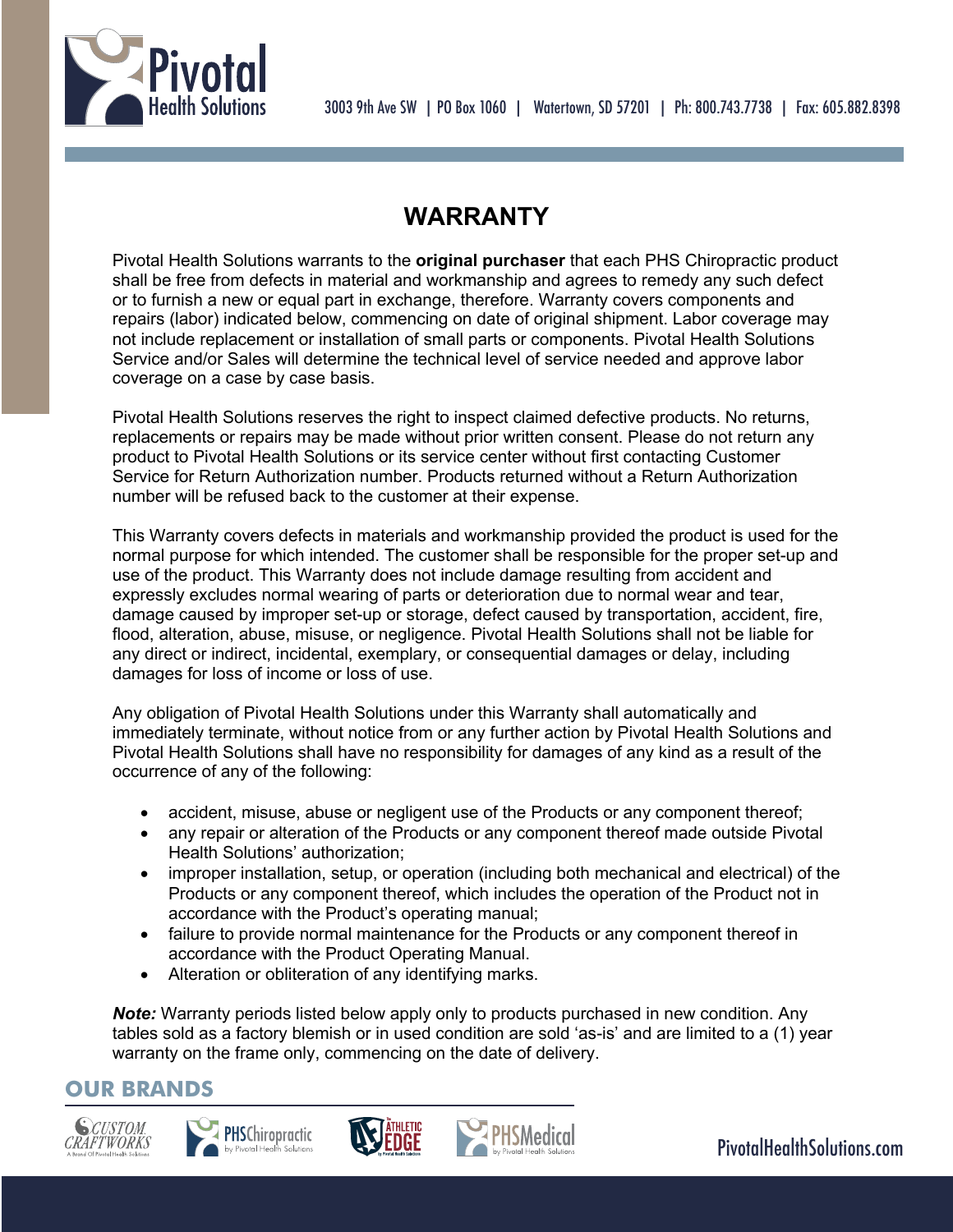# WARRANTY

Pivotal Health Solutions warrants to the **original purchaser** that each PHS Chiropractic product shall be free from defects in material and workmanship and agrees to remedy any such defect or to furnish a new or equal part in exchange, therefore. Warranty covers components and repairs (labor) indicated below, commencing on date of original shipment. Labor coverage may not include replacement or installation of small parts or components. Pivotal Health Solutions Service and/or Sales will determine the technical level of service needed and approve labor coverage on a case by case basis.

Pivotal Health Solutions reserves the right to inspect claimed defective products. No returns, replacements or repairs may be made without prior written consent. Please do not return any product to Pivotal Health Solutions or its service center without first contacting Customer Service for Return Authorization number. Products returned without a Return Authorization number will be refused back to the customer at their expense.

This Warranty covers defects in materials and workmanship provided the product is used for the normal purpose for which intended. The customer shall be responsible for the proper set-up and use of the product. This Warranty does not include damage resulting from accident and expressly excludes normal wearing of parts or deterioration due to normal wear and tear, damage caused by improper set-up or storage, defect caused by transportation, accident, fire, flood, alteration, abuse, misuse, or negligence. Pivotal Health Solutions shall not be liable for any direct or indirect, incidental, exemplary, or consequential damages or delay, including damages for loss of income or loss of use.

Any obligation of Pivotal Health Solutions under this Warranty shall automatically and immediately terminate, without notice from or any further action by Pivotal Health Solutions and Pivotal Health Solutions shall have no responsibility for damages of any kind as a result of the occurrence of any of the following:

- accident, misuse, abuse or negligent use of the Products or any component thereof;
- any repair or alteration of the Products or any component thereof made outside Pivotal Health Solutions' authorization;
- improper installation, setup, or operation (including both mechanical and electrical) of the Products or any component thereof, which includes the operation of the Product not in accordance with the Product's operating manual;
- failure to provide normal maintenance for the Products or any component thereof in accordance with the Product Operating Manual.
- Alteration or obliteration of any identifying marks.

***Note:*** Warranty periods listed below apply only to products purchased in new condition. Any tables sold as a factory blemish or in used condition are sold 'as-is' and are limited to a (1) year warranty on the frame only, commencing on the date of delivery.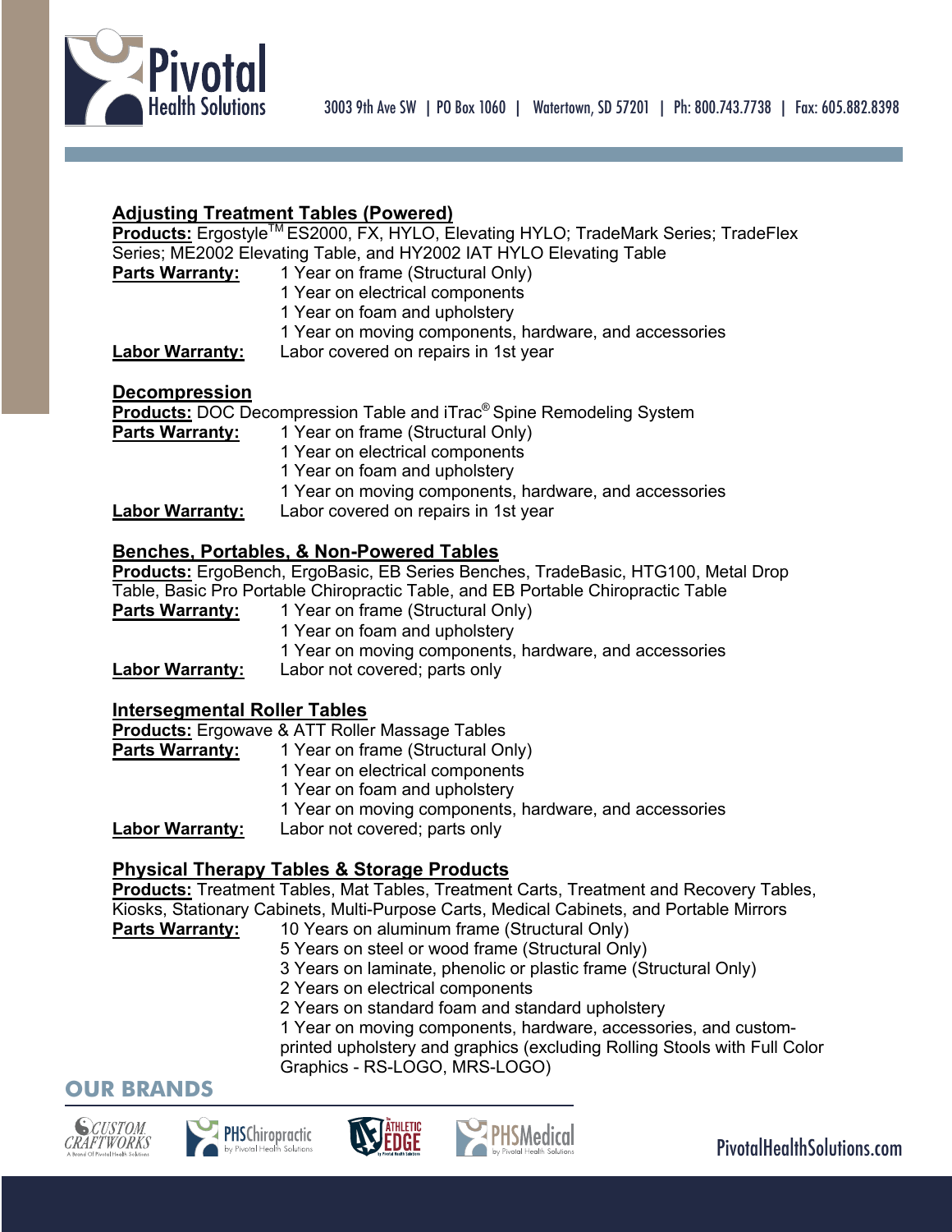## Adjusting Treatment Tables (Powered)

**Products:** Ergostyle[TM] ES2000, FX, HYLO, Elevating HYLO; TradeMark Series; TradeFlex Series; ME2002 Elevating Table, and HY2002 IAT HYLO Elevating Table

**Parts Warranty:**
- 1 Year on frame (Structural Only)
- 1 Year on electrical components
- 1 Year on foam and upholstery
- 1 Year on moving components, hardware, and accessories

**Labor Warranty:** Labor covered on repairs in 1st year

## Decompression

**Products:** DOC Decompression Table and iTrac® Spine Remodeling System

**Parts Warranty:**
- 1 Year on frame (Structural Only)
- 1 Year on electrical components
- 1 Year on foam and upholstery
- 1 Year on moving components, hardware, and accessories

**Labor Warranty:** Labor covered on repairs in 1st year

## Benches, Portables, & Non-Powered Tables

**Products:** ErgoBench, ErgoBasic, EB Series Benches, TradeBasic, HTG100, Metal Drop Table, Basic Pro Portable Chiropractic Table, and EB Portable Chiropractic Table

**Parts Warranty:**
- 1 Year on frame (Structural Only)
- 1 Year on foam and upholstery
- 1 Year on moving components, hardware, and accessories

**Labor Warranty:** Labor not covered; parts only

## Intersegmental Roller Tables

**Products:** Ergowave & ATT Roller Massage Tables

**Parts Warranty:**
- 1 Year on frame (Structural Only)
- 1 Year on electrical components
- 1 Year on foam and upholstery
- 1 Year on moving components, hardware, and accessories

**Labor Warranty:** Labor not covered; parts only

## Physical Therapy Tables & Storage Products

**Products:** Treatment Tables, Mat Tables, Treatment Carts, Treatment and Recovery Tables, Kiosks, Stationary Cabinets, Multi-Purpose Carts, Medical Cabinets, and Portable Mirrors

**Parts Warranty:**
- 10 Years on aluminum frame (Structural Only)
- 5 Years on steel or wood frame (Structural Only)
- 3 Years on laminate, phenolic or plastic frame (Structural Only)
- 2 Years on electrical components
- 2 Years on standard foam and standard upholstery
- 1 Year on moving components, hardware, accessories, and custom-printed upholstery and graphics (excluding Rolling Stools with Full Color Graphics - RS-LOGO, MRS-LOGO)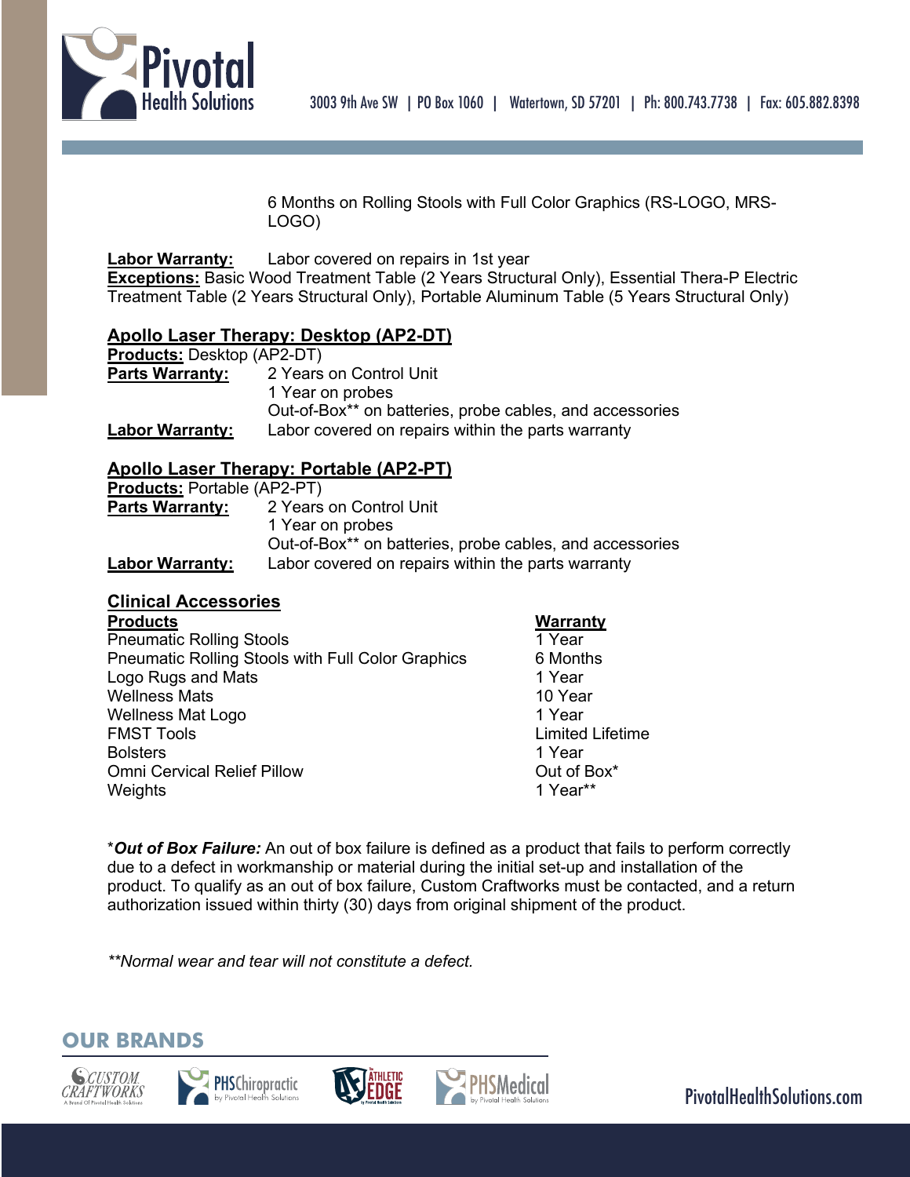6 Months on Rolling Stools with Full Color Graphics (RS-LOGO, MRS-LOGO)

**Labor Warranty:** Labor covered on repairs in 1st year
**Exceptions:** Basic Wood Treatment Table (2 Years Structural Only), Essential Thera-P Electric Treatment Table (2 Years Structural Only), Portable Aluminum Table (5 Years Structural Only)

## Apollo Laser Therapy: Desktop (AP2-DT)

**Products:** Desktop (AP2-DT)
**Parts Warranty:** 2 Years on Control Unit
1 Year on probes
Out-of-Box** on batteries, probe cables, and accessories
**Labor Warranty:** Labor covered on repairs within the parts warranty

## Apollo Laser Therapy: Portable (AP2-PT)

**Products:** Portable (AP2-PT)
**Parts Warranty:** 2 Years on Control Unit
1 Year on probes
Out-of-Box** on batteries, probe cables, and accessories
**Labor Warranty:** Labor covered on repairs within the parts warranty

## Clinical Accessories

| Products | Warranty |
|---|---|
| Pneumatic Rolling Stools | 1 Year |
| Pneumatic Rolling Stools with Full Color Graphics | 6 Months |
| Logo Rugs and Mats | 1 Year |
| Wellness Mats | 10 Year |
| Wellness Mat Logo | 1 Year |
| FMST Tools | Limited Lifetime |
| Bolsters | 1 Year |
| Omni Cervical Relief Pillow | Out of Box* |
| Weights | 1 Year** |

**Out of Box Failure:* An out of box failure is defined as a product that fails to perform correctly due to a defect in workmanship or material during the initial set-up and installation of the product. To qualify as an out of box failure, Custom Craftworks must be contacted, and a return authorization issued within thirty (30) days from original shipment of the product.

*\*\*Normal wear and tear will not constitute a defect.*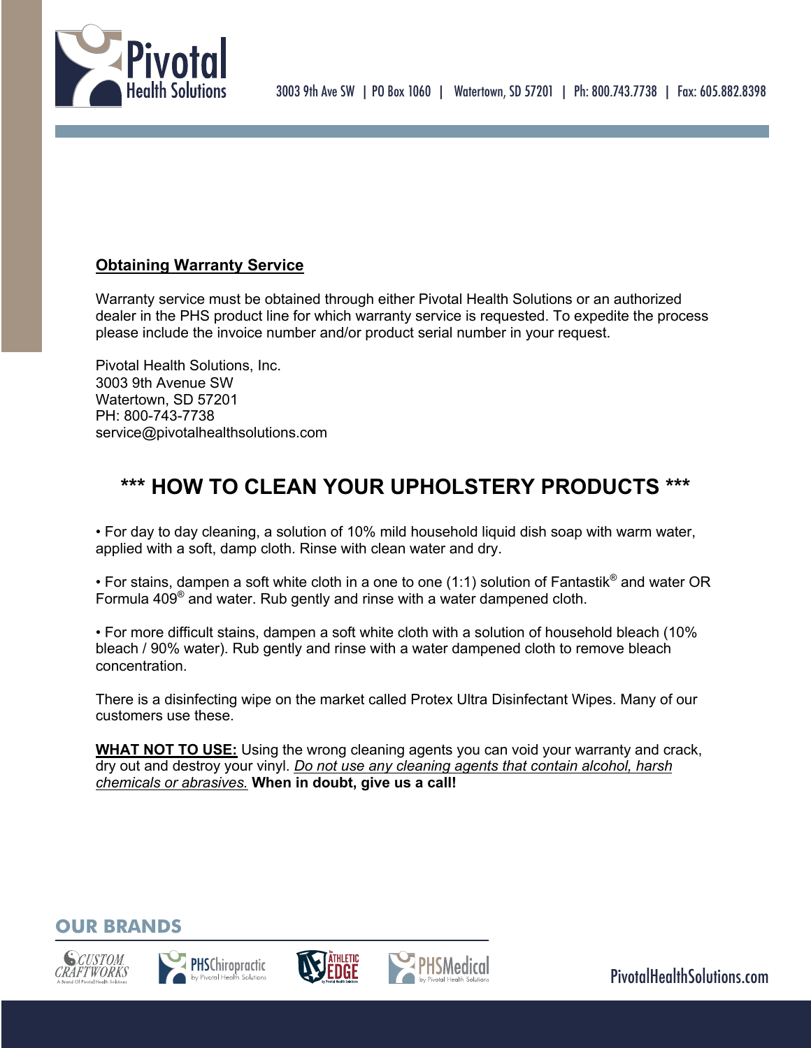## Obtaining Warranty Service

Warranty service must be obtained through either Pivotal Health Solutions or an authorized dealer in the PHS product line for which warranty service is requested. To expedite the process please include the invoice number and/or product serial number in your request.

Pivotal Health Solutions, Inc.
3003 9th Avenue SW
Watertown, SD 57201
PH: 800-743-7738
service@pivotalhealthsolutions.com

## *** HOW TO CLEAN YOUR UPHOLSTERY PRODUCTS ***

• For day to day cleaning, a solution of 10% mild household liquid dish soap with warm water, applied with a soft, damp cloth. Rinse with clean water and dry.

• For stains, dampen a soft white cloth in a one to one (1:1) solution of Fantastik® and water OR Formula 409® and water. Rub gently and rinse with a water dampened cloth.

• For more difficult stains, dampen a soft white cloth with a solution of household bleach (10% bleach / 90% water). Rub gently and rinse with a water dampened cloth to remove bleach concentration.

There is a disinfecting wipe on the market called Protex Ultra Disinfectant Wipes. Many of our customers use these.

**WHAT NOT TO USE:** Using the wrong cleaning agents you can void your warranty and crack, dry out and destroy your vinyl. *Do not use any cleaning agents that contain alcohol, harsh chemicals or abrasives.* **When in doubt, give us a call!**